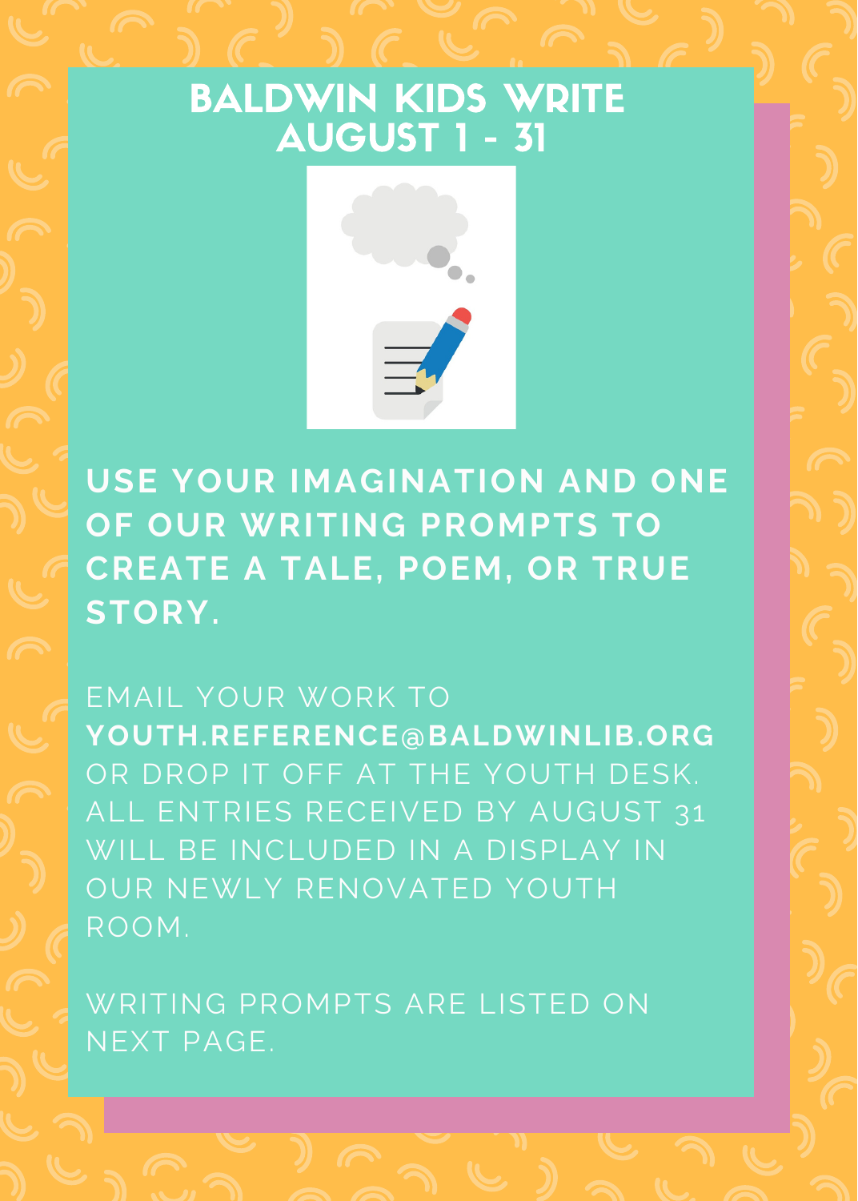# BALDWIN KIDS WRITE
# AUGUST 1 - 31

**USE YOUR IMAGINATION AND ONE OF OUR WRITING PROMPTS TO CREATE A TALE, POEM, OR TRUE STORY.**

EMAIL YOUR WORK TO **YOUTH.REFERENCE@BALDWINLIB.ORG** OR DROP IT OFF AT THE YOUTH DESK. ALL ENTRIES RECEIVED BY AUGUST 31 WILL BE INCLUDED IN A DISPLAY IN OUR NEWLY RENOVATED YOUTH ROOM.

WRITING PROMPTS ARE LISTED ON NEXT PAGE.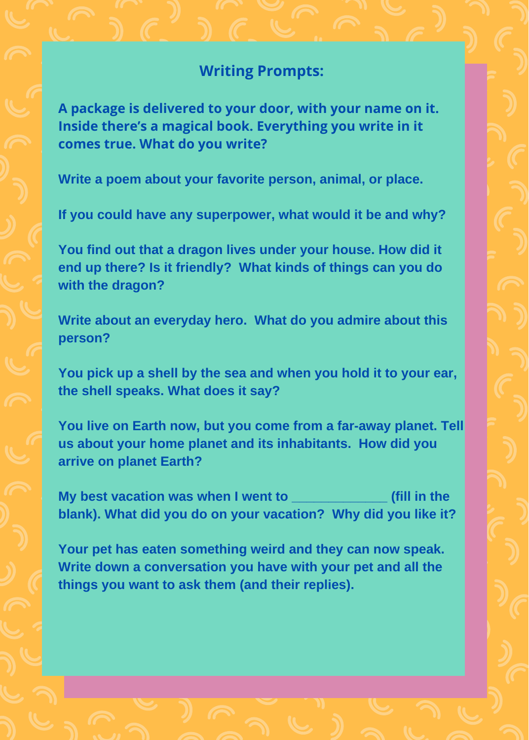## Writing Prompts:

**A package is delivered to your door, with your name on it. Inside there's a magical book. Everything you write in it comes true. What do you write?**

**Write a poem about your favorite person, animal, or place.**

**If you could have any superpower, what would it be and why?**

**You find out that a dragon lives under your house. How did it end up there? Is it friendly? What kinds of things can you do with the dragon?**

**Write about an everyday hero. What do you admire about this person?**

**You pick up a shell by the sea and when you hold it to your ear, the shell speaks. What does it say?**

**You live on Earth now, but you come from a far-away planet. Tell us about your home planet and its inhabitants. How did you arrive on planet Earth?**

**My best vacation was when I went to _____________ (fill in the blank). What did you do on your vacation? Why did you like it?**

**Your pet has eaten something weird and they can now speak. Write down a conversation you have with your pet and all the things you want to ask them (and their replies).**